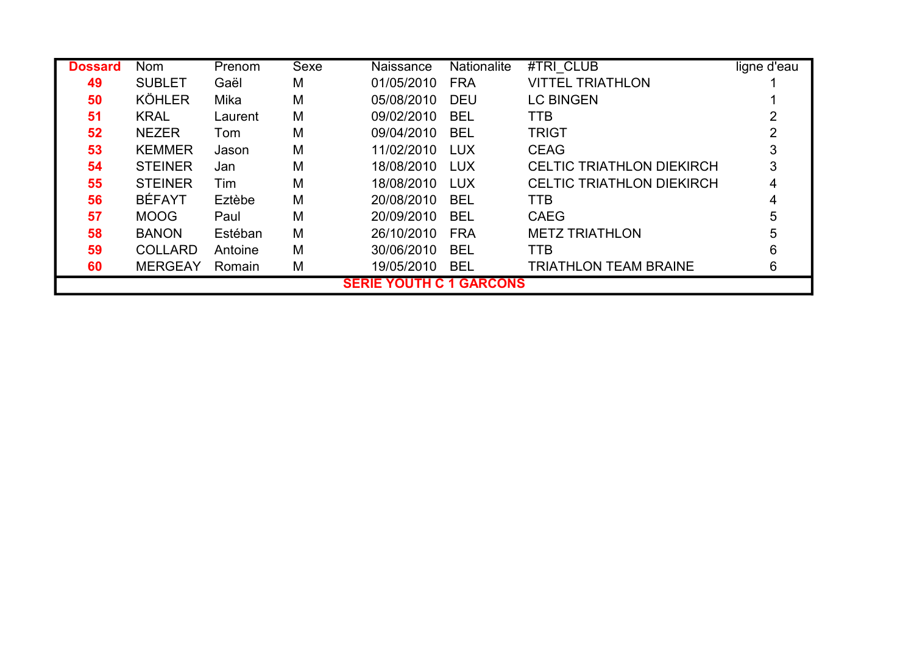| Dossard | Nom | Prenom | Sexe | Naissance | Nationalite | #TRI_CLUB | ligne d'eau |
|---|---|---|---|---|---|---|---|
| 49 | SUBLET | Gaël | M | 01/05/2010 | FRA | VITTEL TRIATHLON | 1 |
| 50 | KÖHLER | Mika | M | 05/08/2010 | DEU | LC BINGEN | 1 |
| 51 | KRAL | Laurent | M | 09/02/2010 | BEL | TTB | 2 |
| 52 | NEZER | Tom | M | 09/04/2010 | BEL | TRIGT | 2 |
| 53 | KEMMER | Jason | M | 11/02/2010 | LUX | CEAG | 3 |
| 54 | STEINER | Jan | M | 18/08/2010 | LUX | CELTIC TRIATHLON DIEKIRCH | 3 |
| 55 | STEINER | Tim | M | 18/08/2010 | LUX | CELTIC TRIATHLON DIEKIRCH | 4 |
| 56 | BÉFAYT | Eztèbe | M | 20/08/2010 | BEL | TTB | 4 |
| 57 | MOOG | Paul | M | 20/09/2010 | BEL | CAEG | 5 |
| 58 | BANON | Estéban | M | 26/10/2010 | FRA | METZ TRIATHLON | 5 |
| 59 | COLLARD | Antoine | M | 30/06/2010 | BEL | TTB | 6 |
| 60 | MERGEAY | Romain | M | 19/05/2010 | BEL | TRIATHLON TEAM BRAINE | 6 |

**SERIE YOUTH C 1 GARCONS**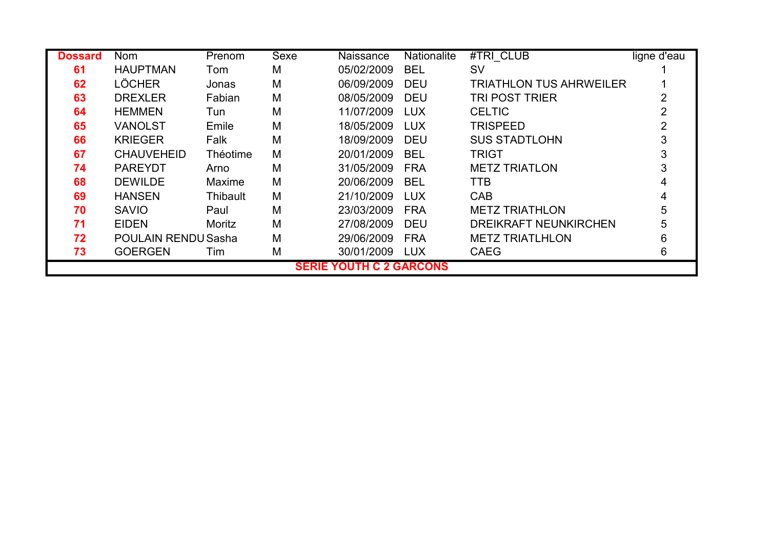| Dossard | Nom | Prenom | Sexe | Naissance | Nationalite | #TRI_CLUB | ligne d'eau |
|---|---|---|---|---|---|---|---|
| 61 | HAUPTMAN | Tom | M | 05/02/2009 | BEL | SV | 1 |
| 62 | LÖCHER | Jonas | M | 06/09/2009 | DEU | TRIATHLON TUS AHRWEILER | 1 |
| 63 | DREXLER | Fabian | M | 08/05/2009 | DEU | TRI POST TRIER | 2 |
| 64 | HEMMEN | Tun | M | 11/07/2009 | LUX | CELTIC | 2 |
| 65 | VANOLST | Emile | M | 18/05/2009 | LUX | TRISPEED | 2 |
| 66 | KRIEGER | Falk | M | 18/09/2009 | DEU | SUS STADTLOHN | 3 |
| 67 | CHAUVEHEID | Théotime | M | 20/01/2009 | BEL | TRIGT | 3 |
| 74 | PAREYDT | Arno | M | 31/05/2009 | FRA | METZ TRIATLON | 3 |
| 68 | DEWILDE | Maxime | M | 20/06/2009 | BEL | TTB | 4 |
| 69 | HANSEN | Thibault | M | 21/10/2009 | LUX | CAB | 4 |
| 70 | SAVIO | Paul | M | 23/03/2009 | FRA | METZ TRIATHLON | 5 |
| 71 | EIDEN | Moritz | M | 27/08/2009 | DEU | DREIKRAFT NEUNKIRCHEN | 5 |
| 72 | POULAIN RENDU | Sasha | M | 29/06/2009 | FRA | METZ TRIATLHLON | 6 |
| 73 | GOERGEN | Tim | M | 30/01/2009 | LUX | CAEG | 6 |

**SERIE YOUTH C 2 GARCONS**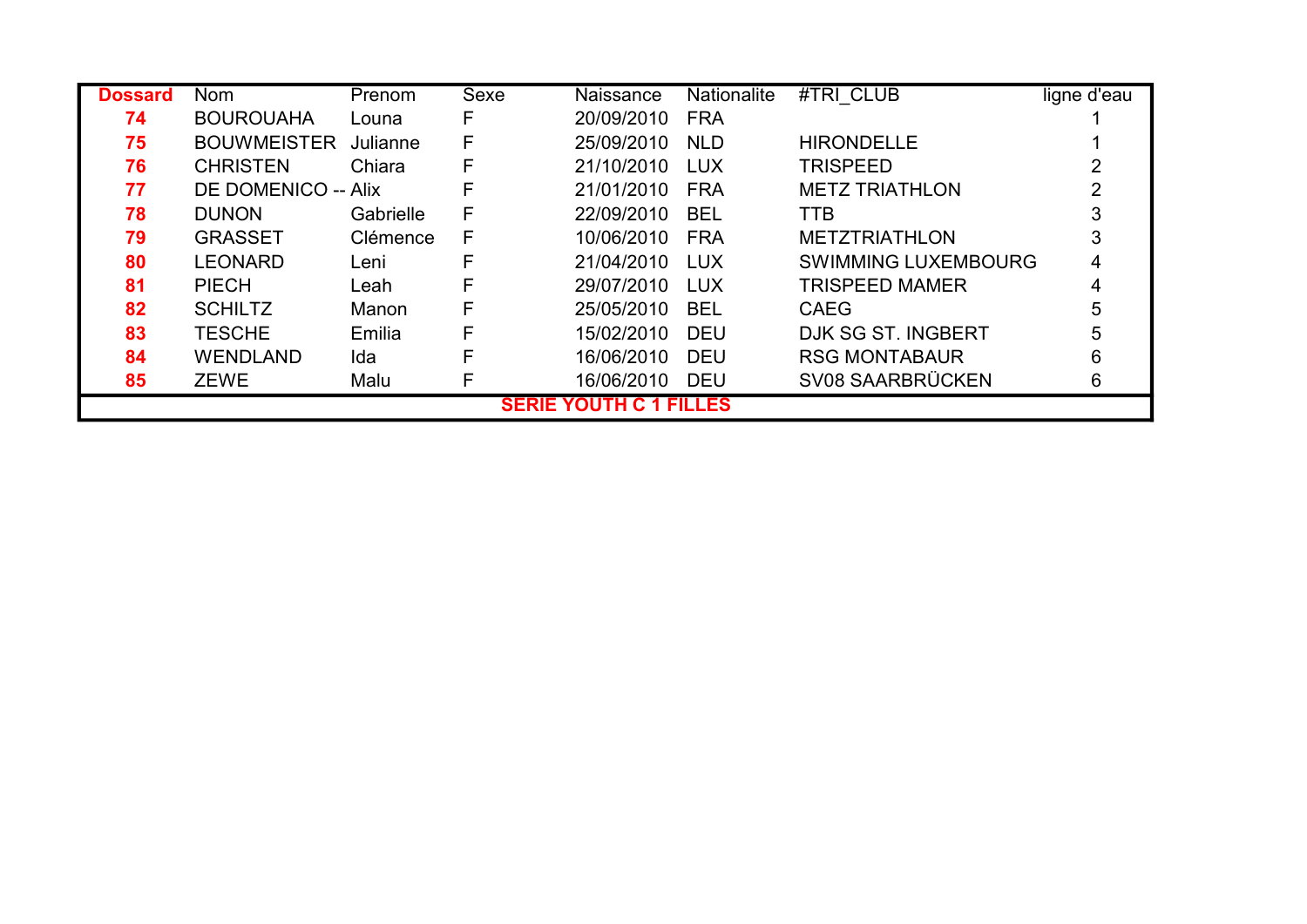| Dossard | Nom | Prenom | Sexe | Naissance | Nationalite | #TRI_CLUB | ligne d'eau |
|---|---|---|---|---|---|---|---|
| 74 | BOUROUAHA | Louna | F | 20/09/2010 | FRA | | 1 |
| 75 | BOUWMEISTER | Julianne | F | 25/09/2010 | NLD | HIRONDELLE | 1 |
| 76 | CHRISTEN | Chiara | F | 21/10/2010 | LUX | TRISPEED | 2 |
| 77 | DE DOMENICO -- | Alix | F | 21/01/2010 | FRA | METZ TRIATHLON | 2 |
| 78 | DUNON | Gabrielle | F | 22/09/2010 | BEL | TTB | 3 |
| 79 | GRASSET | Clémence | F | 10/06/2010 | FRA | METZTRIATHLON | 3 |
| 80 | LEONARD | Leni | F | 21/04/2010 | LUX | SWIMMING LUXEMBOURG | 4 |
| 81 | PIECH | Leah | F | 29/07/2010 | LUX | TRISPEED MAMER | 4 |
| 82 | SCHILTZ | Manon | F | 25/05/2010 | BEL | CAEG | 5 |
| 83 | TESCHE | Emilia | F | 15/02/2010 | DEU | DJK SG ST. INGBERT | 5 |
| 84 | WENDLAND | Ida | F | 16/06/2010 | DEU | RSG MONTABAUR | 6 |
| 85 | ZEWE | Malu | F | 16/06/2010 | DEU | SV08 SAARBRÜCKEN | 6 |

**SERIE YOUTH C 1 FILLES**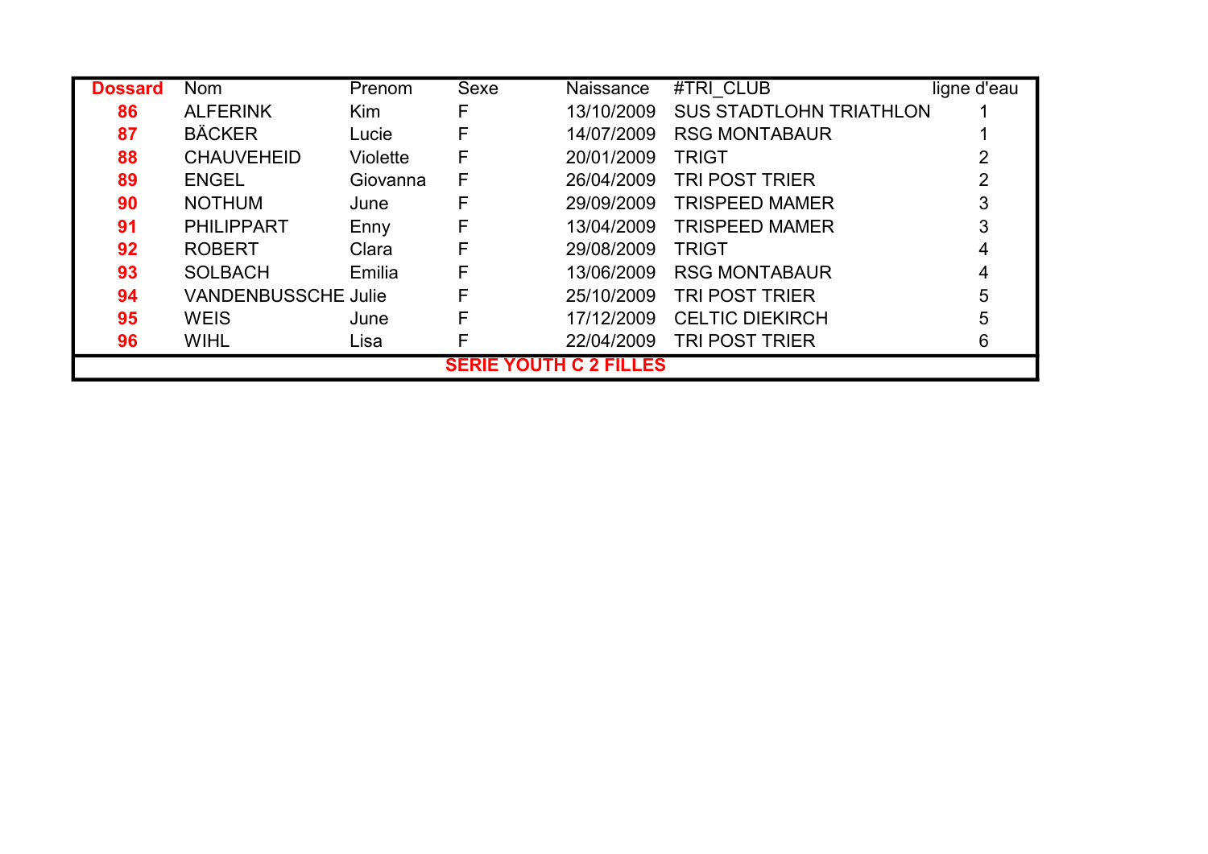| Dossard | Nom | Prenom | Sexe | Naissance | #TRI_CLUB | ligne d'eau |
|---|---|---|---|---|---|---|
| 86 | ALFERINK | Kim | F | 13/10/2009 | SUS STADTLOHN TRIATHLON | 1 |
| 87 | BÄCKER | Lucie | F | 14/07/2009 | RSG MONTABAUR | 1 |
| 88 | CHAUVEHEID | Violette | F | 20/01/2009 | TRIGT | 2 |
| 89 | ENGEL | Giovanna | F | 26/04/2009 | TRI POST TRIER | 2 |
| 90 | NOTHUM | June | F | 29/09/2009 | TRISPEED MAMER | 3 |
| 91 | PHILIPPART | Enny | F | 13/04/2009 | TRISPEED MAMER | 3 |
| 92 | ROBERT | Clara | F | 29/08/2009 | TRIGT | 4 |
| 93 | SOLBACH | Emilia | F | 13/06/2009 | RSG MONTABAUR | 4 |
| 94 | VANDENBUSSCHE | Julie | F | 25/10/2009 | TRI POST TRIER | 5 |
| 95 | WEIS | June | F | 17/12/2009 | CELTIC DIEKIRCH | 5 |
| 96 | WIHL | Lisa | F | 22/04/2009 | TRI POST TRIER | 6 |

**SERIE YOUTH C 2 FILLES**